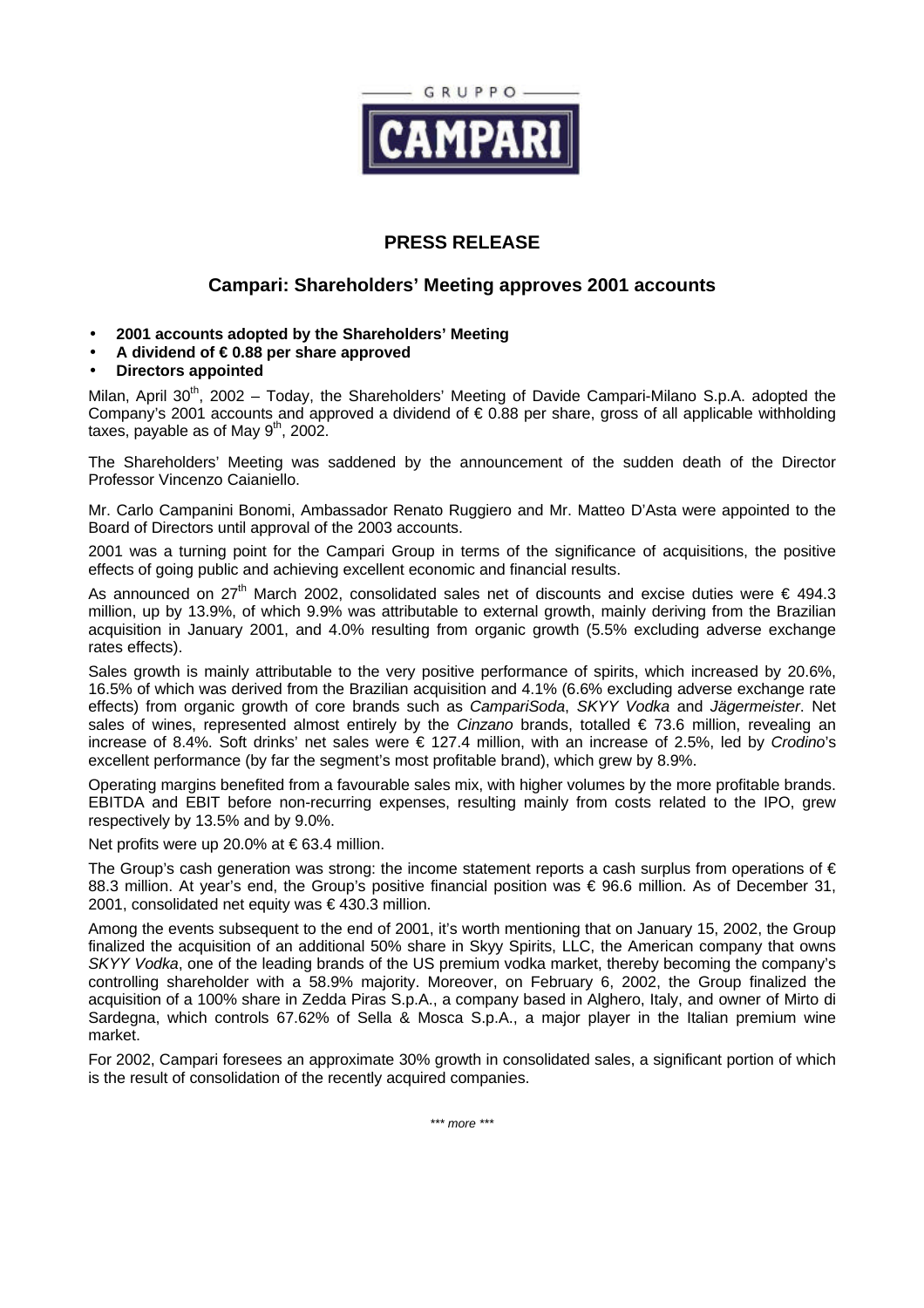GRUPPO CAMPARI

# PRESS RELEASE

## Campari: Shareholders' Meeting approves 2001 accounts

- **2001 accounts adopted by the Shareholders' Meeting**
- **A dividend of € 0.88 per share approved**
- **Directors appointed**

Milan, April 30th, 2002 – Today, the Shareholders' Meeting of Davide Campari-Milano S.p.A. adopted the Company's 2001 accounts and approved a dividend of € 0.88 per share, gross of all applicable withholding taxes, payable as of May 9th, 2002.

The Shareholders' Meeting was saddened by the announcement of the sudden death of the Director Professor Vincenzo Caianiello.

Mr. Carlo Campanini Bonomi, Ambassador Renato Ruggiero and Mr. Matteo D'Asta were appointed to the Board of Directors until approval of the 2003 accounts.

2001 was a turning point for the Campari Group in terms of the significance of acquisitions, the positive effects of going public and achieving excellent economic and financial results.

As announced on 27th March 2002, consolidated sales net of discounts and excise duties were € 494.3 million, up by 13.9%, of which 9.9% was attributable to external growth, mainly deriving from the Brazilian acquisition in January 2001, and 4.0% resulting from organic growth (5.5% excluding adverse exchange rates effects).

Sales growth is mainly attributable to the very positive performance of spirits, which increased by 20.6%, 16.5% of which was derived from the Brazilian acquisition and 4.1% (6.6% excluding adverse exchange rate effects) from organic growth of core brands such as *CampariSoda*, *SKYY Vodka* and *Jägermeister*. Net sales of wines, represented almost entirely by the *Cinzano* brands, totalled € 73.6 million, revealing an increase of 8.4%. Soft drinks' net sales were € 127.4 million, with an increase of 2.5%, led by *Crodino*'s excellent performance (by far the segment's most profitable brand), which grew by 8.9%.

Operating margins benefited from a favourable sales mix, with higher volumes by the more profitable brands. EBITDA and EBIT before non-recurring expenses, resulting mainly from costs related to the IPO, grew respectively by 13.5% and by 9.0%.

Net profits were up 20.0% at € 63.4 million.

The Group's cash generation was strong: the income statement reports a cash surplus from operations of € 88.3 million. At year's end, the Group's positive financial position was € 96.6 million. As of December 31, 2001, consolidated net equity was € 430.3 million.

Among the events subsequent to the end of 2001, it's worth mentioning that on January 15, 2002, the Group finalized the acquisition of an additional 50% share in Skyy Spirits, LLC, the American company that owns *SKYY Vodka*, one of the leading brands of the US premium vodka market, thereby becoming the company's controlling shareholder with a 58.9% majority. Moreover, on February 6, 2002, the Group finalized the acquisition of a 100% share in Zedda Piras S.p.A., a company based in Alghero, Italy, and owner of Mirto di Sardegna, which controls 67.62% of Sella & Mosca S.p.A., a major player in the Italian premium wine market.

For 2002, Campari foresees an approximate 30% growth in consolidated sales, a significant portion of which is the result of consolidation of the recently acquired companies.

*\*\*\* more \*\*\**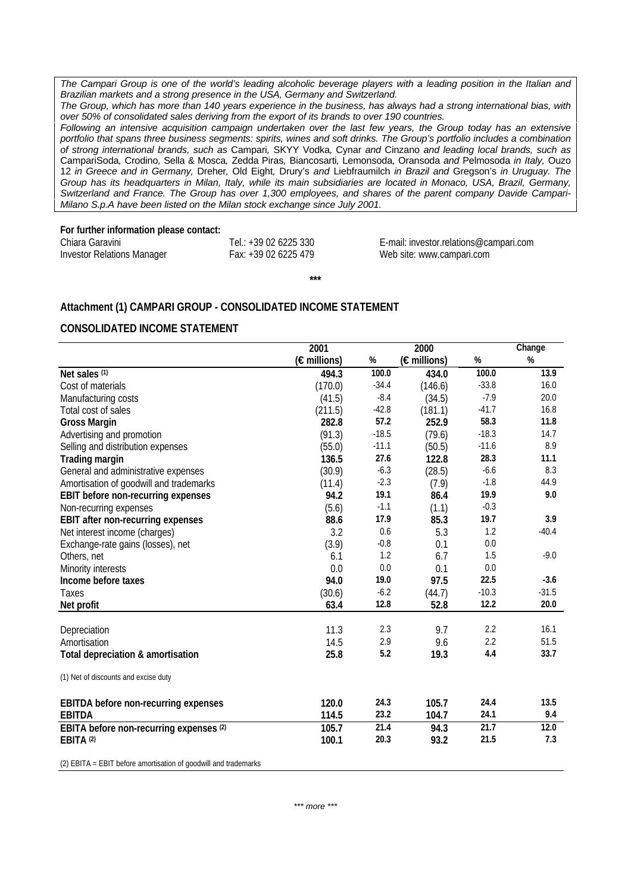*The Campari Group is one of the world's leading alcoholic beverage players with a leading position in the Italian and Brazilian markets and a strong presence in the USA, Germany and Switzerland.*
*The Group, which has more than 140 years experience in the business, has always had a strong international bias, with over 50% of consolidated sales deriving from the export of its brands to over 190 countries.*
*Following an intensive acquisition campaign undertaken over the last few years, the Group today has an extensive portfolio that spans three business segments: spirits, wines and soft drinks. The Group's portfolio includes a combination of strong international brands, such as* Campari*,* SKYY Vodka*,* Cynar *and* Cinzano *and leading local brands, such as* CampariSoda*,* Crodino*,* Sella & Mosca*,* Zedda Piras*,* Biancosarti*,* Lemonsoda*,* Oransoda *and* Pelmosoda *in Italy,* Ouzo 12 *in Greece and in Germany,* Dreher*,* Old Eight*,* Drury's *and* Liebfraumilch *in Brazil and* Gregson's *in Uruguay. The Group has its headquarters in Milan, Italy, while its main subsidiaries are located in Monaco, USA, Brazil, Germany, Switzerland and France. The Group has over 1,300 employees, and shares of the parent company Davide Campari-Milano S.p.A have been listed on the Milan stock exchange since July 2001.*

**For further information please contact:**

| | | |
|---|---|---|
| Chiara Garavini | Tel.: +39 02 6225 330 | E-mail: investor.relations@campari.com |
| Investor Relations Manager | Fax: +39 02 6225 479 | Web site: www.campari.com |

\*\*\*

**Attachment (1) CAMPARI GROUP - CONSOLIDATED INCOME STATEMENT**

**CONSOLIDATED INCOME STATEMENT**

| | 2001 | | 2000 | | Change |
|---|---|---|---|---|---|
| | (€ millions) | % | (€ millions) | % | % |
| **Net sales (1)** | **494.3** | **100.0** | **434.0** | **100.0** | **13.9** |
| Cost of materials | (170.0) | -34.4 | (146.6) | -33.8 | 16.0 |
| Manufacturing costs | (41.5) | -8.4 | (34.5) | -7.9 | 20.0 |
| Total cost of sales | (211.5) | -42.8 | (181.1) | -41.7 | 16.8 |
| **Gross Margin** | **282.8** | **57.2** | **252.9** | **58.3** | **11.8** |
| Advertising and promotion | (91.3) | -18.5 | (79.6) | -18.3 | 14.7 |
| Selling and distribution expenses | (55.0) | -11.1 | (50.5) | -11.6 | 8.9 |
| **Trading margin** | **136.5** | **27.6** | **122.8** | **28.3** | **11.1** |
| General and administrative expenses | (30.9) | -6.3 | (28.5) | -6.6 | 8.3 |
| Amortisation of goodwill and trademarks | (11.4) | -2.3 | (7.9) | -1.8 | 44.9 |
| **EBIT before non-recurring expenses** | **94.2** | **19.1** | **86.4** | **19.9** | **9.0** |
| Non-recurring expenses | (5.6) | -1.1 | (1.1) | -0.3 | |
| **EBIT after non-recurring expenses** | **88.6** | **17.9** | **85.3** | **19.7** | **3.9** |
| Net interest income (charges) | 3.2 | 0.6 | 5.3 | 1.2 | -40.4 |
| Exchange-rate gains (losses), net | (3.9) | -0.8 | 0.1 | 0.0 | |
| Others, net | 6.1 | 1.2 | 6.7 | 1.5 | -9.0 |
| Minority interests | 0.0 | 0.0 | 0.1 | 0.0 | |
| **Income before taxes** | **94.0** | **19.0** | **97.5** | **22.5** | **-3.6** |
| Taxes | (30.6) | -6.2 | (44.7) | -10.3 | -31.5 |
| **Net profit** | **63.4** | **12.8** | **52.8** | **12.2** | **20.0** |
| | | | | | |
| Depreciation | 11.3 | 2.3 | 9.7 | 2.2 | 16.1 |
| Amortisation | 14.5 | 2.9 | 9.6 | 2.2 | 51.5 |
| **Total depreciation & amortisation** | **25.8** | **5.2** | **19.3** | **4.4** | **33.7** |
| | | | | | |
| (1) Net of discounts and excise duty | | | | | |
| | | | | | |
| **EBITDA before non-recurring expenses** | **120.0** | **24.3** | **105.7** | **24.4** | **13.5** |
| **EBITDA** | **114.5** | **23.2** | **104.7** | **24.1** | **9.4** |
| **EBITA before non-recurring expenses (2)** | **105.7** | **21.4** | **94.3** | **21.7** | **12.0** |
| **EBITA (2)** | **100.1** | **20.3** | **93.2** | **21.5** | **7.3** |

(2) EBITA = EBIT before amortisation of goodwill and trademarks

*\*\*\* more \*\*\**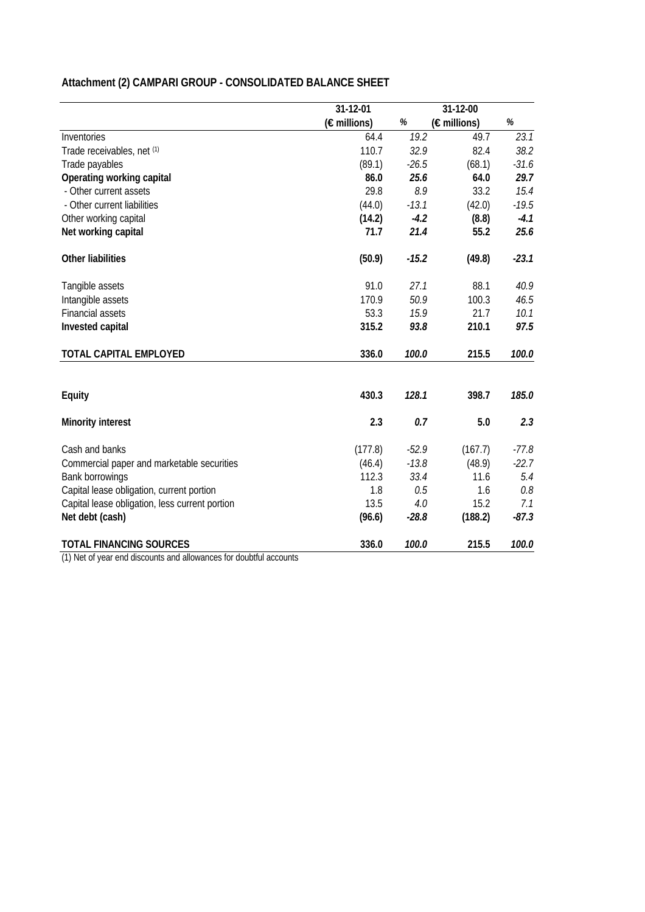**Attachment (2) CAMPARI GROUP - CONSOLIDATED BALANCE SHEET**

| | 31-12-01 | | 31-12-00 | |
|---|---|---|---|---|
| | (€ millions) | % | (€ millions) | % |
| Inventories | 64.4 | *19.2* | 49.7 | *23.1* |
| Trade receivables, net [(1)] | 110.7 | *32.9* | 82.4 | *38.2* |
| Trade payables | (89.1) | *-26.5* | (68.1) | *-31.6* |
| **Operating working capital** | **86.0** | ***25.6*** | **64.0** | ***29.7*** |
| - Other current assets | 29.8 | *8.9* | 33.2 | *15.4* |
| - Other current liabilities | (44.0) | *-13.1* | (42.0) | *-19.5* |
| Other working capital | **(14.2)** | ***-4.2*** | **(8.8)** | ***-4.1*** |
| **Net working capital** | **71.7** | ***21.4*** | **55.2** | ***25.6*** |
| **Other liabilities** | **(50.9)** | ***-15.2*** | **(49.8)** | ***-23.1*** |
| Tangible assets | 91.0 | *27.1* | 88.1 | *40.9* |
| Intangible assets | 170.9 | *50.9* | 100.3 | *46.5* |
| Financial assets | 53.3 | *15.9* | 21.7 | *10.1* |
| **Invested capital** | **315.2** | ***93.8*** | **210.1** | ***97.5*** |
| **TOTAL CAPITAL EMPLOYED** | **336.0** | ***100.0*** | **215.5** | ***100.0*** |
| **Equity** | **430.3** | ***128.1*** | **398.7** | ***185.0*** |
| **Minority interest** | **2.3** | ***0.7*** | **5.0** | ***2.3*** |
| Cash and banks | (177.8) | *-52.9* | (167.7) | *-77.8* |
| Commercial paper and marketable securities | (46.4) | *-13.8* | (48.9) | *-22.7* |
| Bank borrowings | 112.3 | *33.4* | 11.6 | *5.4* |
| Capital lease obligation, current portion | 1.8 | *0.5* | 1.6 | *0.8* |
| Capital lease obligation, less current portion | 13.5 | *4.0* | 15.2 | *7.1* |
| **Net debt (cash)** | **(96.6)** | ***-28.8*** | **(188.2)** | ***-87.3*** |
| **TOTAL FINANCING SOURCES** | **336.0** | ***100.0*** | **215.5** | ***100.0*** |

(1) Net of year end discounts and allowances for doubtful accounts